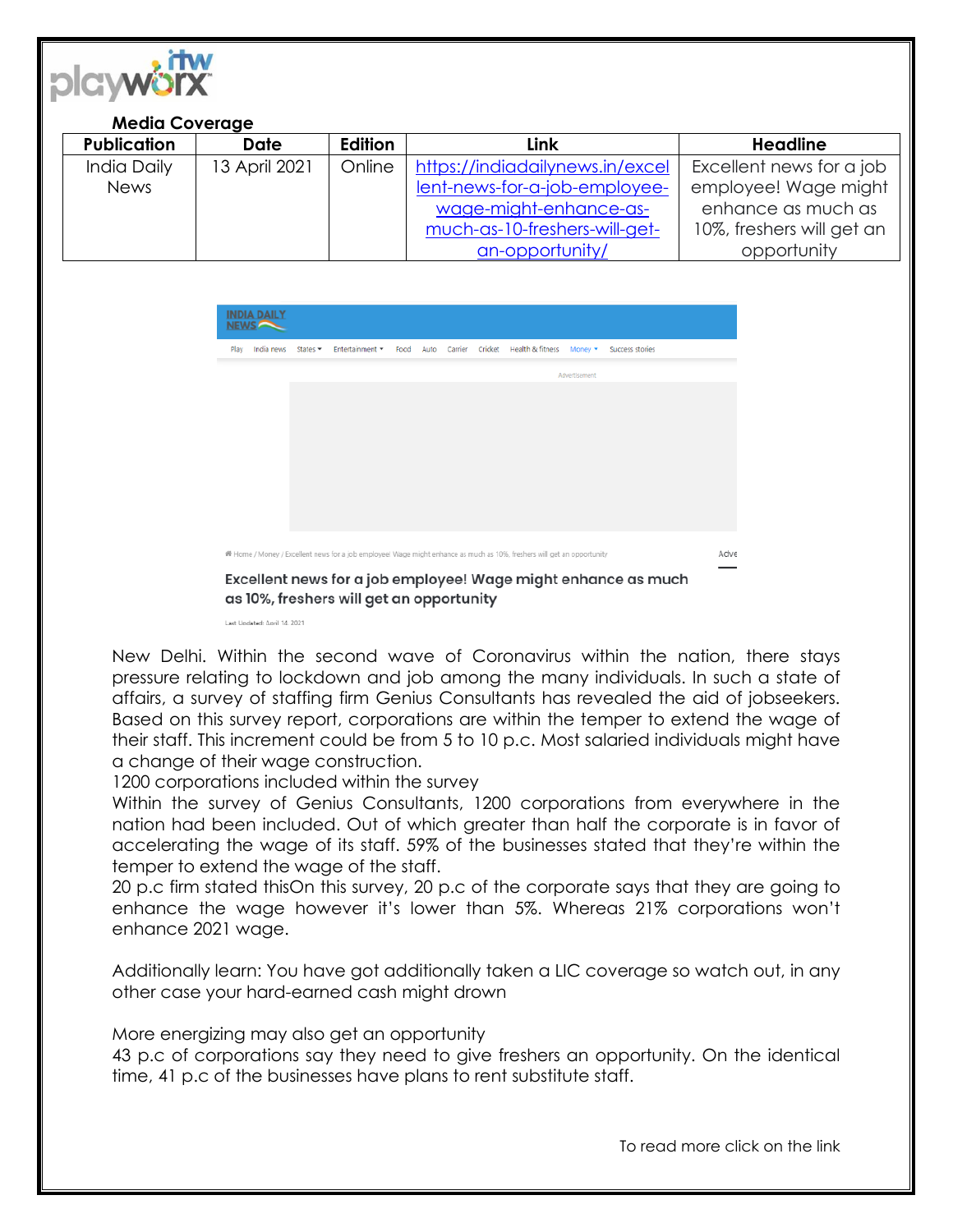**Media Coverage**

| Publication | Date | Edition | Link | Headline |
| --- | --- | --- | --- | --- |
| India Daily News | 13 April 2021 | Online | https://indiadailynews.in/excellent-news-for-a-job-employee-wage-might-enhance-as-much-as-10-freshers-will-get-an-opportunity/ | Excellent news for a job employee! Wage might enhance as much as 10%, freshers will get an opportunity |

INDIA DAILY NEWS

Play India news States Entertainment Food Auto Carrier Cricket Health & fitness Money Success stories

Advertisement

Home / Money / Excellent news for a job employee! Wage might enhance as much as 10%, freshers will get an opportunity

**Excellent news for a job employee! Wage might enhance as much as 10%, freshers will get an opportunity**

Last Updated: April 14, 2021

New Delhi. Within the second wave of Coronavirus within the nation, there stays pressure relating to lockdown and job among the many individuals. In such a state of affairs, a survey of staffing firm Genius Consultants has revealed the aid of jobseekers. Based on this survey report, corporations are within the temper to extend the wage of their staff. This increment could be from 5 to 10 p.c. Most salaried individuals might have a change of their wage construction.

1200 corporations included within the survey

Within the survey of Genius Consultants, 1200 corporations from everywhere in the nation had been included. Out of which greater than half the corporate is in favor of accelerating the wage of its staff. 59% of the businesses stated that they're within the temper to extend the wage of the staff.

20 p.c firm stated thisOn this survey, 20 p.c of the corporate says that they are going to enhance the wage however it's lower than 5%. Whereas 21% corporations won't enhance 2021 wage.

Additionally learn: You have got additionally taken a LIC coverage so watch out, in any other case your hard-earned cash might drown

More energizing may also get an opportunity

43 p.c of corporations say they need to give freshers an opportunity. On the identical time, 41 p.c of the businesses have plans to rent substitute staff.

To read more click on the link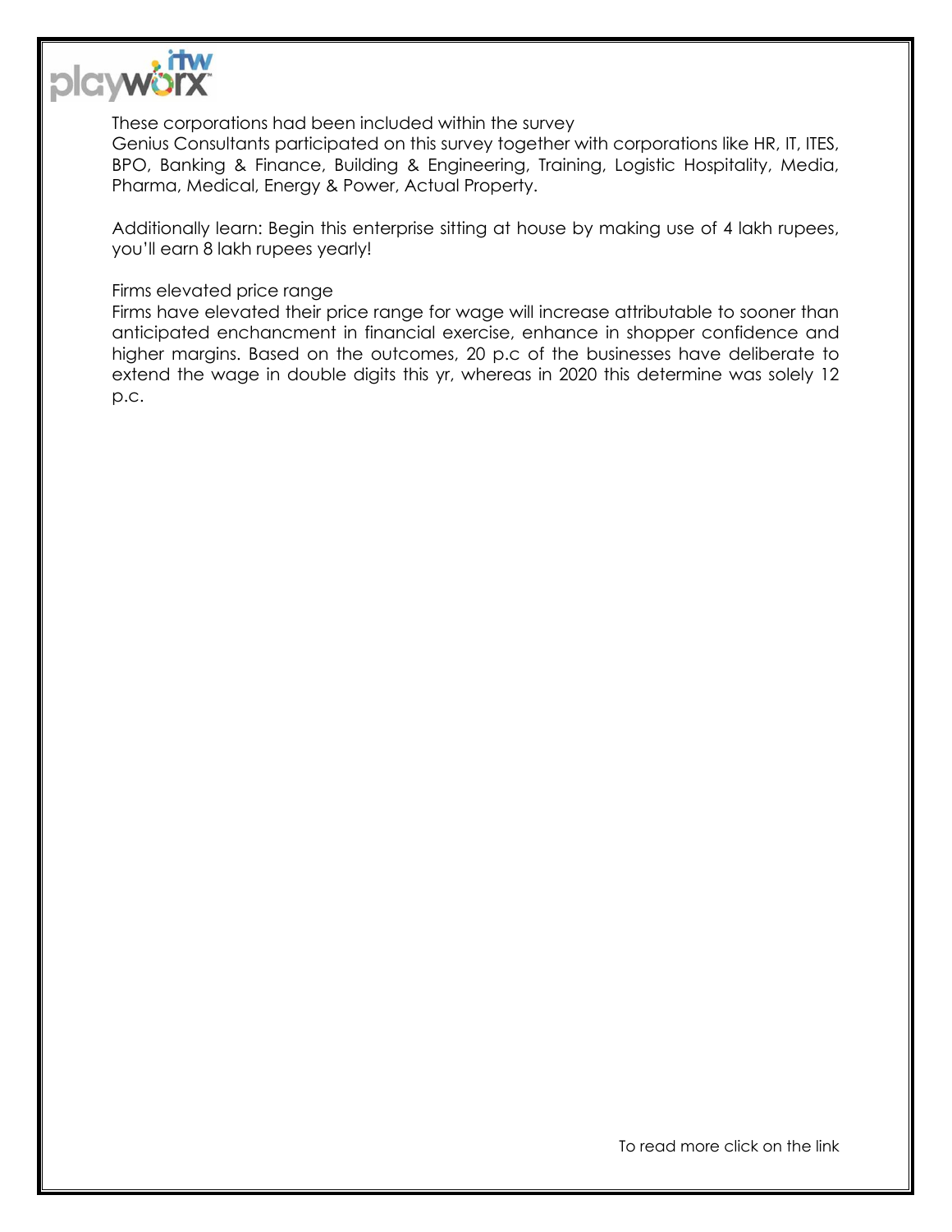These corporations had been included within the survey

Genius Consultants participated on this survey together with corporations like HR, IT, ITES, BPO, Banking & Finance, Building & Engineering, Training, Logistic Hospitality, Media, Pharma, Medical, Energy & Power, Actual Property.

Additionally learn: Begin this enterprise sitting at house by making use of 4 lakh rupees, you'll earn 8 lakh rupees yearly!

Firms elevated price range

Firms have elevated their price range for wage will increase attributable to sooner than anticipated enchancment in financial exercise, enhance in shopper confidence and higher margins. Based on the outcomes, 20 p.c of the businesses have deliberate to extend the wage in double digits this yr, whereas in 2020 this determine was solely 12 p.c.

To read more click on the link